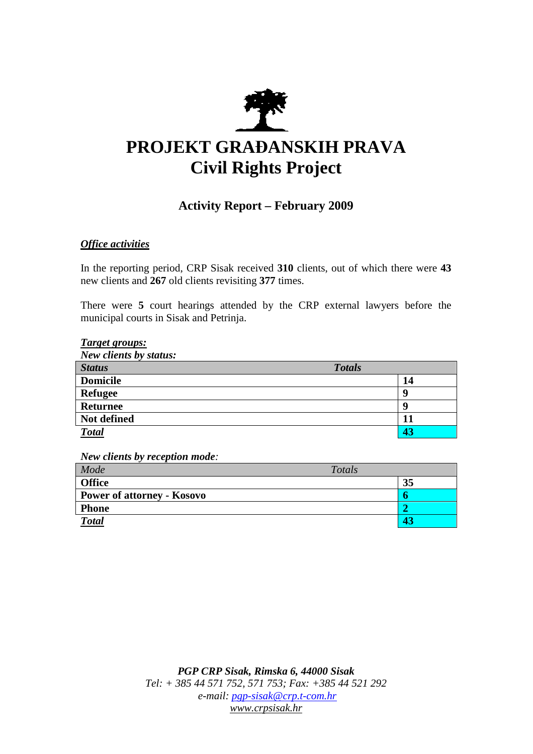# PROJEKT GRAĐANSKIH PRAVA
# Civil Rights Project

## Activity Report – February 2009

***Office activities***

In the reporting period, CRP Sisak received **310** clients, out of which there were **43** new clients and **267** old clients revisiting **377** times.

There were **5** court hearings attended by the CRP external lawyers before the municipal courts in Sisak and Petrinja.

***Target groups:***

***New clients by status:***

| ***Status*** | ***Totals*** |
|---|---|
| **Domicile** | **14** |
| **Refugee** | **9** |
| **Returnee** | **9** |
| **Not defined** | **11** |
| ***Total*** | **43** |

***New clients by reception mode****:*

| *Mode* | *Totals* |
|---|---|
| **Office** | **35** |
| **Power of attorney - Kosovo** | **6** |
| **Phone** | **2** |
| ***Total*** | **43** |

***PGP CRP Sisak, Rimska 6, 44000 Sisak***
*Tel: + 385 44 571 752, 571 753; Fax: +385 44 521 292*
*e-mail: pgp-sisak@crp.t-com.hr*
*www.crpsisak.hr*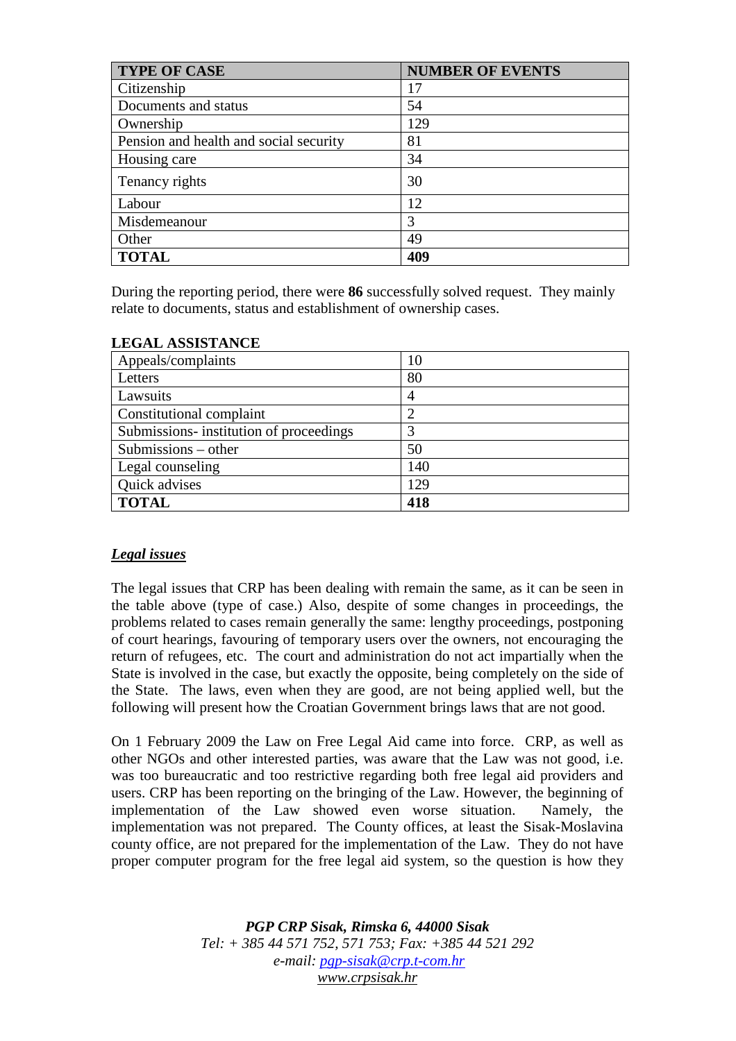| TYPE OF CASE | NUMBER OF EVENTS |
| --- | --- |
| Citizenship | 17 |
| Documents and status | 54 |
| Ownership | 129 |
| Pension and health and social security | 81 |
| Housing care | 34 |
| Tenancy rights | 30 |
| Labour | 12 |
| Misdemeanour | 3 |
| Other | 49 |
| **TOTAL** | **409** |

During the reporting period, there were **86** successfully solved request. They mainly relate to documents, status and establishment of ownership cases.

**LEGAL ASSISTANCE**

| | |
| --- | --- |
| Appeals/complaints | 10 |
| Letters | 80 |
| Lawsuits | 4 |
| Constitutional complaint | 2 |
| Submissions- institution of proceedings | 3 |
| Submissions – other | 50 |
| Legal counseling | 140 |
| Quick advises | 129 |
| **TOTAL** | **418** |

***Legal issues***

The legal issues that CRP has been dealing with remain the same, as it can be seen in the table above (type of case.) Also, despite of some changes in proceedings, the problems related to cases remain generally the same: lengthy proceedings, postponing of court hearings, favouring of temporary users over the owners, not encouraging the return of refugees, etc. The court and administration do not act impartially when the State is involved in the case, but exactly the opposite, being completely on the side of the State. The laws, even when they are good, are not being applied well, but the following will present how the Croatian Government brings laws that are not good.

On 1 February 2009 the Law on Free Legal Aid came into force. CRP, as well as other NGOs and other interested parties, was aware that the Law was not good, i.e. was too bureaucratic and too restrictive regarding both free legal aid providers and users. CRP has been reporting on the bringing of the Law. However, the beginning of implementation of the Law showed even worse situation. Namely, the implementation was not prepared. The County offices, at least the Sisak-Moslavina county office, are not prepared for the implementation of the Law. They do not have proper computer program for the free legal aid system, so the question is how they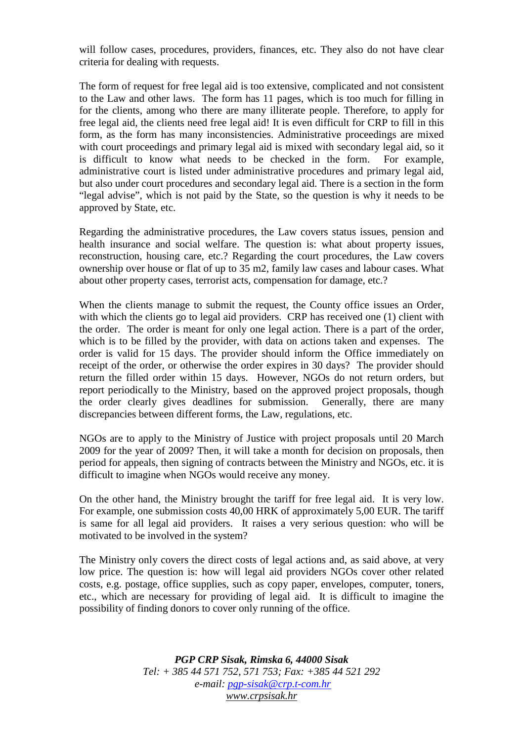will follow cases, procedures, providers, finances, etc. They also do not have clear criteria for dealing with requests.

The form of request for free legal aid is too extensive, complicated and not consistent to the Law and other laws. The form has 11 pages, which is too much for filling in for the clients, among who there are many illiterate people. Therefore, to apply for free legal aid, the clients need free legal aid! It is even difficult for CRP to fill in this form, as the form has many inconsistencies. Administrative proceedings are mixed with court proceedings and primary legal aid is mixed with secondary legal aid, so it is difficult to know what needs to be checked in the form. For example, administrative court is listed under administrative procedures and primary legal aid, but also under court procedures and secondary legal aid. There is a section in the form "legal advise", which is not paid by the State, so the question is why it needs to be approved by State, etc.

Regarding the administrative procedures, the Law covers status issues, pension and health insurance and social welfare. The question is: what about property issues, reconstruction, housing care, etc.? Regarding the court procedures, the Law covers ownership over house or flat of up to 35 m2, family law cases and labour cases. What about other property cases, terrorist acts, compensation for damage, etc.?

When the clients manage to submit the request, the County office issues an Order, with which the clients go to legal aid providers. CRP has received one (1) client with the order. The order is meant for only one legal action. There is a part of the order, which is to be filled by the provider, with data on actions taken and expenses. The order is valid for 15 days. The provider should inform the Office immediately on receipt of the order, or otherwise the order expires in 30 days? The provider should return the filled order within 15 days. However, NGOs do not return orders, but report periodically to the Ministry, based on the approved project proposals, though the order clearly gives deadlines for submission. Generally, there are many discrepancies between different forms, the Law, regulations, etc.

NGOs are to apply to the Ministry of Justice with project proposals until 20 March 2009 for the year of 2009? Then, it will take a month for decision on proposals, then period for appeals, then signing of contracts between the Ministry and NGOs, etc. it is difficult to imagine when NGOs would receive any money.

On the other hand, the Ministry brought the tariff for free legal aid. It is very low. For example, one submission costs 40,00 HRK of approximately 5,00 EUR. The tariff is same for all legal aid providers. It raises a very serious question: who will be motivated to be involved in the system?

The Ministry only covers the direct costs of legal actions and, as said above, at very low price. The question is: how will legal aid providers NGOs cover other related costs, e.g. postage, office supplies, such as copy paper, envelopes, computer, toners, etc., which are necessary for providing of legal aid. It is difficult to imagine the possibility of finding donors to cover only running of the office.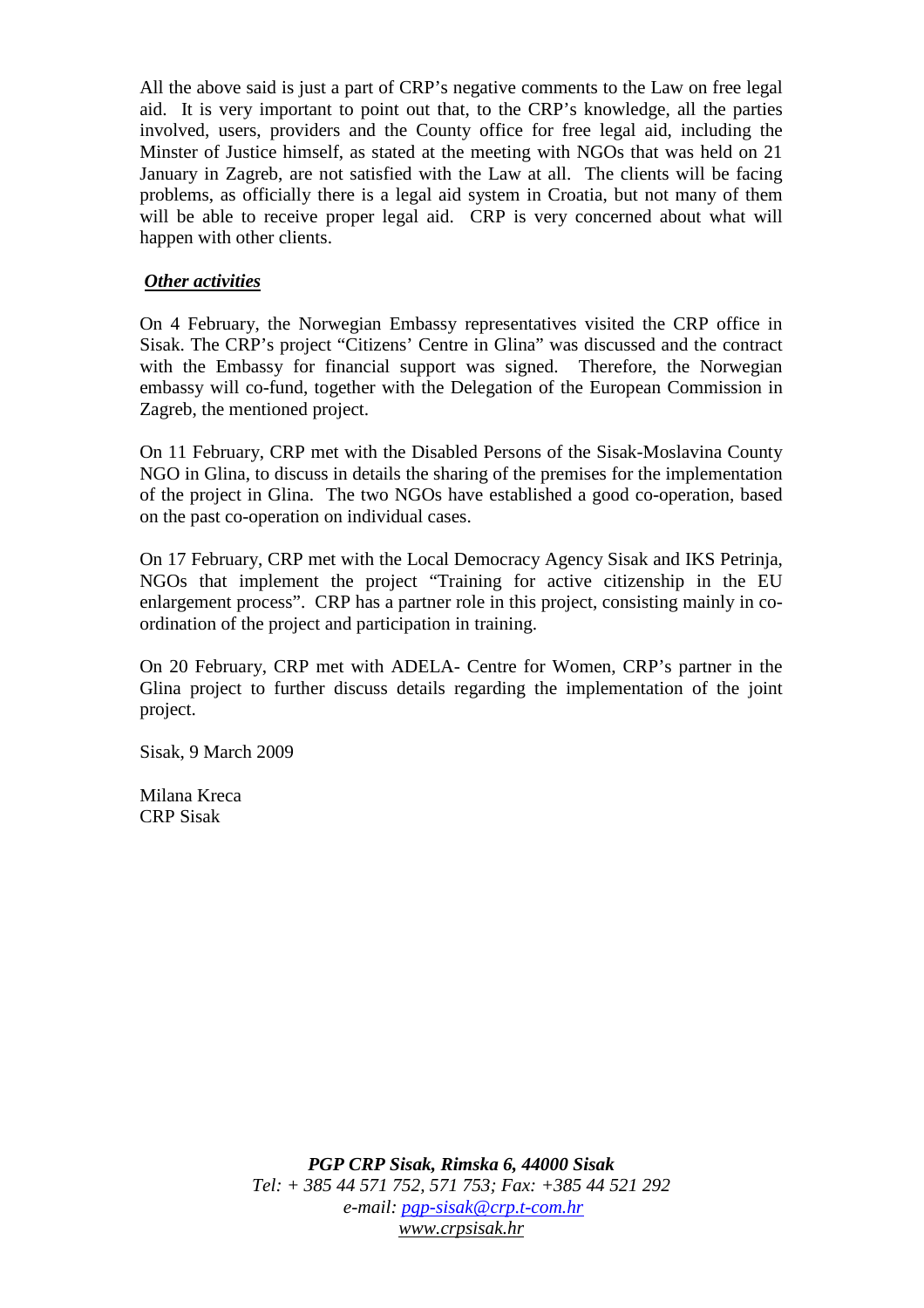All the above said is just a part of CRP's negative comments to the Law on free legal aid. It is very important to point out that, to the CRP's knowledge, all the parties involved, users, providers and the County office for free legal aid, including the Minster of Justice himself, as stated at the meeting with NGOs that was held on 21 January in Zagreb, are not satisfied with the Law at all. The clients will be facing problems, as officially there is a legal aid system in Croatia, but not many of them will be able to receive proper legal aid. CRP is very concerned about what will happen with other clients.

***Other activities***

On 4 February, the Norwegian Embassy representatives visited the CRP office in Sisak. The CRP's project "Citizens' Centre in Glina" was discussed and the contract with the Embassy for financial support was signed. Therefore, the Norwegian embassy will co-fund, together with the Delegation of the European Commission in Zagreb, the mentioned project.

On 11 February, CRP met with the Disabled Persons of the Sisak-Moslavina County NGO in Glina, to discuss in details the sharing of the premises for the implementation of the project in Glina. The two NGOs have established a good co-operation, based on the past co-operation on individual cases.

On 17 February, CRP met with the Local Democracy Agency Sisak and IKS Petrinja, NGOs that implement the project "Training for active citizenship in the EU enlargement process". CRP has a partner role in this project, consisting mainly in co-ordination of the project and participation in training.

On 20 February, CRP met with ADELA- Centre for Women, CRP's partner in the Glina project to further discuss details regarding the implementation of the joint project.

Sisak, 9 March 2009

Milana Kreca
CRP Sisak

***PGP CRP Sisak, Rimska 6, 44000 Sisak***
*Tel: + 385 44 571 752, 571 753; Fax: +385 44 521 292*
*e-mail: pgp-sisak@crp.t-com.hr*
*www.crpsisak.hr*